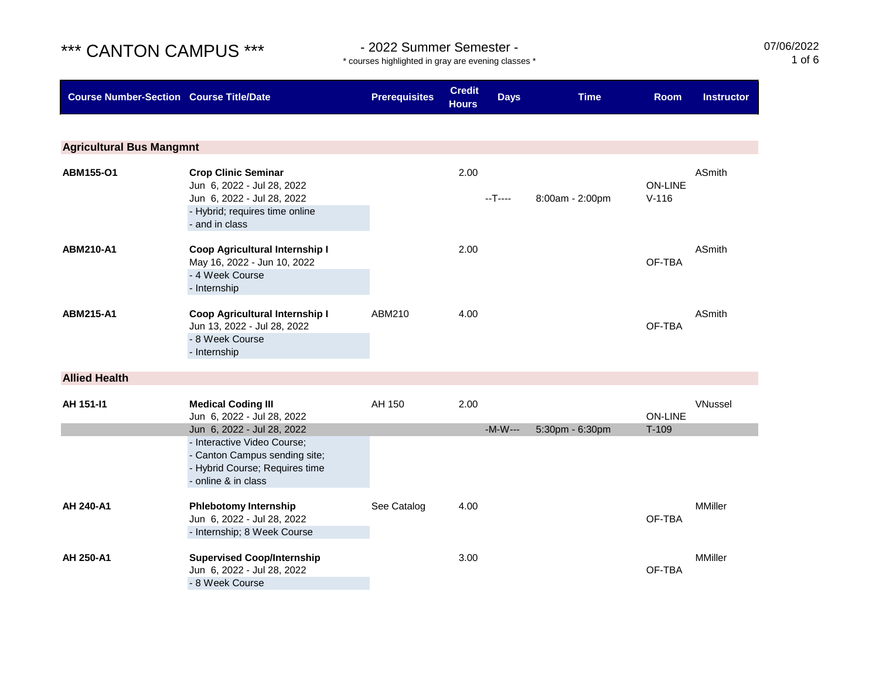# *** CANTON CAMPUS ***

## - 2022 Summer Semester -

\* courses highlighted in gray are evening classes \*

07/06/2022

| Course Number-Section | Course Title/Date | Prerequisites | Credit Hours | Days | Time | Room | Instructor |
|---|---|---|---|---|---|---|---|
| **Agricultural Bus Mangmnt** | | | | | | | |
| **ABM155-O1** | **Crop Clinic Seminar** | | 2.00 | | | | ASmith |
| | Jun 6, 2022 - Jul 28, 2022 | | | | | ON-LINE | |
| | Jun 6, 2022 - Jul 28, 2022 | | | --T---- | 8:00am - 2:00pm | V-116 | |
| | - Hybrid; requires time online | | | | | | |
| | - and in class | | | | | | |
| **ABM210-A1** | **Coop Agricultural Internship I** | | 2.00 | | | | ASmith |
| | May 16, 2022 - Jun 10, 2022 | | | | | OF-TBA | |
| | - 4 Week Course | | | | | | |
| | - Internship | | | | | | |
| **ABM215-A1** | **Coop Agricultural Internship I** | ABM210 | 4.00 | | | | ASmith |
| | Jun 13, 2022 - Jul 28, 2022 | | | | | OF-TBA | |
| | - 8 Week Course | | | | | | |
| | - Internship | | | | | | |
| **Allied Health** | | | | | | | |
| **AH 151-I1** | **Medical Coding III** | AH 150 | 2.00 | | | | VNussel |
| | Jun 6, 2022 - Jul 28, 2022 | | | | | ON-LINE | |
| | Jun 6, 2022 - Jul 28, 2022 | | | -M-W--- | 5:30pm - 6:30pm | T-109 | |
| | - Interactive Video Course; | | | | | | |
| | - Canton Campus sending site; | | | | | | |
| | - Hybrid Course; Requires time | | | | | | |
| | - online & in class | | | | | | |
| **AH 240-A1** | **Phlebotomy Internship** | See Catalog | 4.00 | | | | MMiller |
| | Jun 6, 2022 - Jul 28, 2022 | | | | | OF-TBA | |
| | - Internship; 8 Week Course | | | | | | |
| **AH 250-A1** | **Supervised Coop/Internship** | | 3.00 | | | | MMiller |
| | Jun 6, 2022 - Jul 28, 2022 | | | | | OF-TBA | |
| | - 8 Week Course | | | | | | |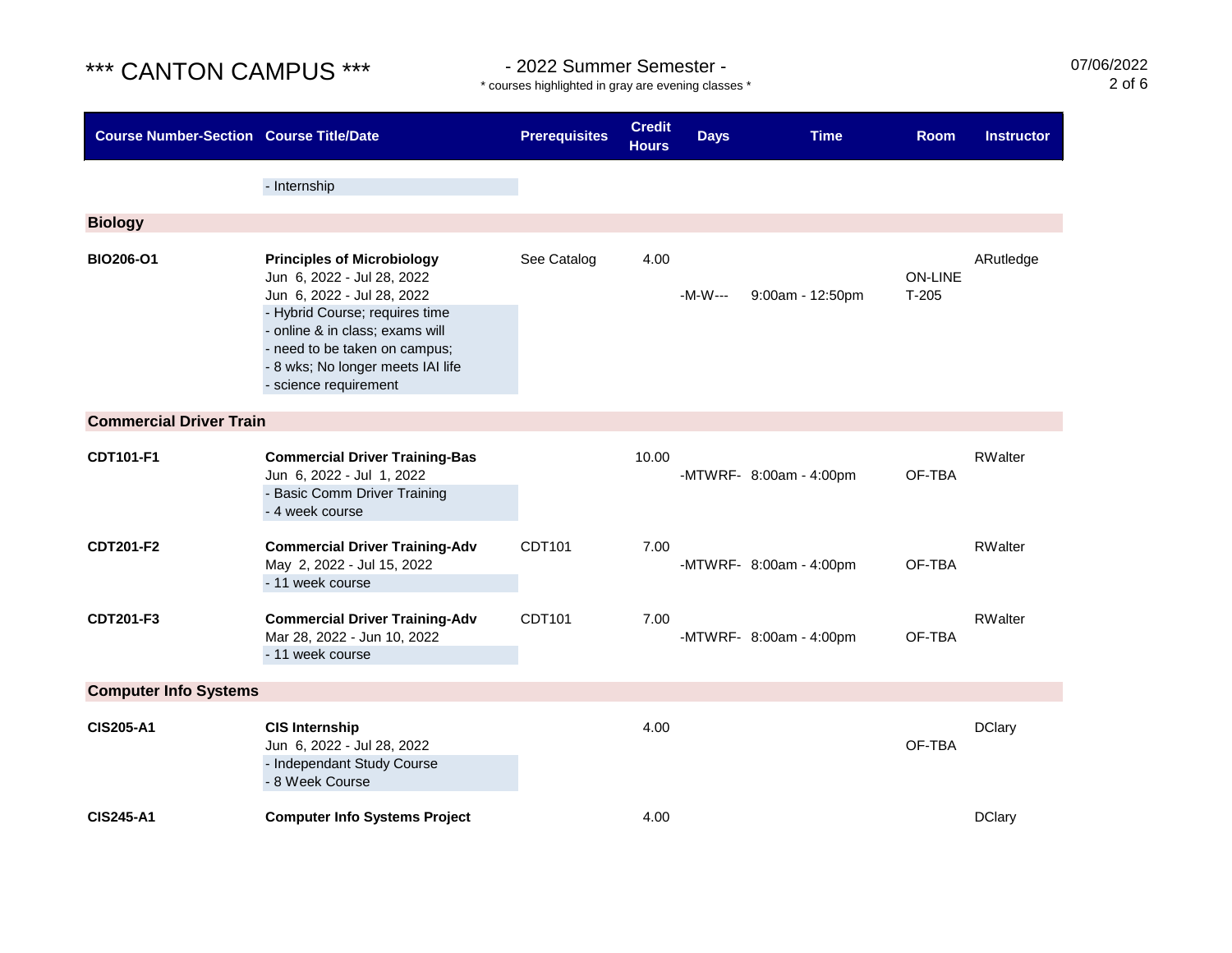# *** CANTON CAMPUS ***

- 2022 Summer Semester -

* courses highlighted in gray are evening classes *

07/06/2022

| Course Number-Section | Course Title/Date | Prerequisites | Credit Hours | Days | Time | Room | Instructor |
|---|---|---|---|---|---|---|---|
| | - Internship | | | | | | |
| **Biology** | | | | | | | |
| **BIO206-O1** | **Principles of Microbiology** | See Catalog | 4.00 | | | | ARutledge |
| | Jun 6, 2022 - Jul 28, 2022 | | | | | ON-LINE | |
| | Jun 6, 2022 - Jul 28, 2022 | | | -M-W--- | 9:00am - 12:50pm | T-205 | |
| | - Hybrid Course; requires time<br>- online & in class; exams will<br>- need to be taken on campus;<br>- 8 wks; No longer meets IAI life<br>- science requirement | | | | | | |
| **Commercial Driver Train** | | | | | | | |
| **CDT101-F1** | **Commercial Driver Training-Bas** | | 10.00 | | | | RWalter |
| | Jun 6, 2022 - Jul 1, 2022 | | | -MTWRF- | 8:00am - 4:00pm | OF-TBA | |
| | - Basic Comm Driver Training<br>- 4 week course | | | | | | |
| **CDT201-F2** | **Commercial Driver Training-Adv** | CDT101 | 7.00 | | | | RWalter |
| | May 2, 2022 - Jul 15, 2022 | | | -MTWRF- | 8:00am - 4:00pm | OF-TBA | |
| | - 11 week course | | | | | | |
| **CDT201-F3** | **Commercial Driver Training-Adv** | CDT101 | 7.00 | | | | RWalter |
| | Mar 28, 2022 - Jun 10, 2022 | | | -MTWRF- | 8:00am - 4:00pm | OF-TBA | |
| | - 11 week course | | | | | | |
| **Computer Info Systems** | | | | | | | |
| **CIS205-A1** | **CIS Internship** | | 4.00 | | | | DClary |
| | Jun 6, 2022 - Jul 28, 2022 | | | | | OF-TBA | |
| | - Independant Study Course<br>- 8 Week Course | | | | | | |
| **CIS245-A1** | **Computer Info Systems Project** | | 4.00 | | | | DClary |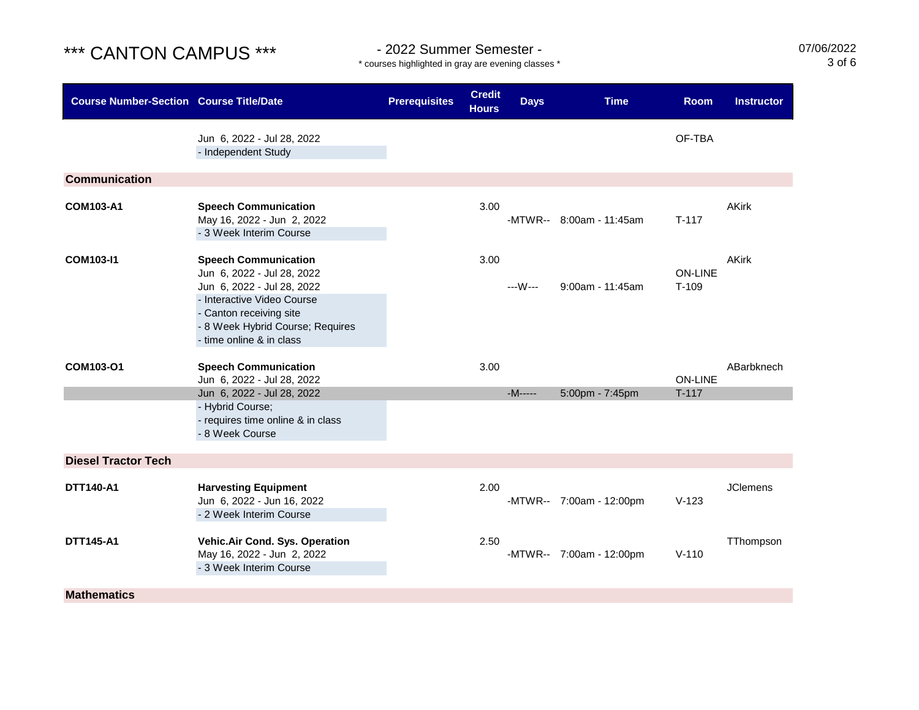# \*\*\* CANTON CAMPUS \*\*\*

## - 2022 Summer Semester -

\* courses highlighted in gray are evening classes \*

07/06/2022

| Course Number-Section | Course Title/Date | Prerequisites | Credit Hours | Days | Time | Room | Instructor |
|---|---|---|---|---|---|---|---|
| | Jun 6, 2022 - Jul 28, 2022 | | | | | OF-TBA | |
| | - Independent Study | | | | | | |
| **Communication** | | | | | | | |
| **COM103-A1** | **Speech Communication** | | 3.00 | | | | AKirk |
| | May 16, 2022 - Jun 2, 2022 | | | -MTWR-- | 8:00am - 11:45am | T-117 | |
| | - 3 Week Interim Course | | | | | | |
| **COM103-I1** | **Speech Communication** | | 3.00 | | | | AKirk |
| | Jun 6, 2022 - Jul 28, 2022 | | | | | ON-LINE | |
| | Jun 6, 2022 - Jul 28, 2022 | | | ---W--- | 9:00am - 11:45am | T-109 | |
| | - Interactive Video Course | | | | | | |
| | - Canton receiving site | | | | | | |
| | - 8 Week Hybrid Course; Requires | | | | | | |
| | - time online & in class | | | | | | |
| **COM103-O1** | **Speech Communication** | | 3.00 | | | | ABarbknech |
| | Jun 6, 2022 - Jul 28, 2022 | | | | | ON-LINE | |
| | Jun 6, 2022 - Jul 28, 2022 | | | -M----- | 5:00pm - 7:45pm | T-117 | |
| | - Hybrid Course; | | | | | | |
| | - requires time online & in class | | | | | | |
| | - 8 Week Course | | | | | | |
| **Diesel Tractor Tech** | | | | | | | |
| **DTT140-A1** | **Harvesting Equipment** | | 2.00 | | | | JClemens |
| | Jun 6, 2022 - Jun 16, 2022 | | | -MTWR-- | 7:00am - 12:00pm | V-123 | |
| | - 2 Week Interim Course | | | | | | |
| **DTT145-A1** | **Vehic.Air Cond. Sys. Operation** | | 2.50 | | | | TThompson |
| | May 16, 2022 - Jun 2, 2022 | | | -MTWR-- | 7:00am - 12:00pm | V-110 | |
| | - 3 Week Interim Course | | | | | | |
| **Mathematics** | | | | | | | |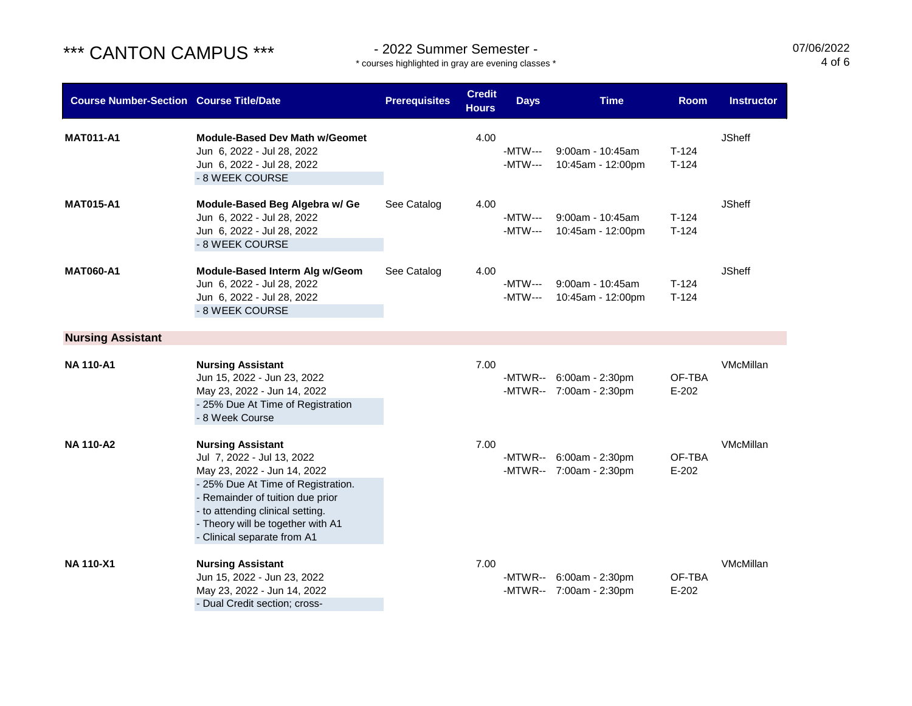# \*\*\* CANTON CAMPUS \*\*\*

## - 2022 Summer Semester -

\* courses highlighted in gray are evening classes \*

07/06/2022

| Course Number-Section | Course Title/Date | Prerequisites | Credit Hours | Days | Time | Room | Instructor |
|---|---|---|---|---|---|---|---|
| **MAT011-A1** | **Module-Based Dev Math w/Geomet** | | 4.00 | | | | JSheff |
| | Jun 6, 2022 - Jul 28, 2022 | | | -MTW--- | 9:00am - 10:45am | T-124 | |
| | Jun 6, 2022 - Jul 28, 2022 | | | -MTW--- | 10:45am - 12:00pm | T-124 | |
| | - 8 WEEK COURSE | | | | | | |
| **MAT015-A1** | **Module-Based Beg Algebra w/ Ge** | See Catalog | 4.00 | | | | JSheff |
| | Jun 6, 2022 - Jul 28, 2022 | | | -MTW--- | 9:00am - 10:45am | T-124 | |
| | Jun 6, 2022 - Jul 28, 2022 | | | -MTW--- | 10:45am - 12:00pm | T-124 | |
| | - 8 WEEK COURSE | | | | | | |
| **MAT060-A1** | **Module-Based Interm Alg w/Geom** | See Catalog | 4.00 | | | | JSheff |
| | Jun 6, 2022 - Jul 28, 2022 | | | -MTW--- | 9:00am - 10:45am | T-124 | |
| | Jun 6, 2022 - Jul 28, 2022 | | | -MTW--- | 10:45am - 12:00pm | T-124 | |
| | - 8 WEEK COURSE | | | | | | |
| **Nursing Assistant** | | | | | | | |
| **NA 110-A1** | **Nursing Assistant** | | 7.00 | | | | VMcMillan |
| | Jun 15, 2022 - Jun 23, 2022 | | | -MTWR-- | 6:00am - 2:30pm | OF-TBA | |
| | May 23, 2022 - Jun 14, 2022 | | | -MTWR-- | 7:00am - 2:30pm | E-202 | |
| | - 25% Due At Time of Registration<br>- 8 Week Course | | | | | | |
| **NA 110-A2** | **Nursing Assistant** | | 7.00 | | | | VMcMillan |
| | Jul 7, 2022 - Jul 13, 2022 | | | -MTWR-- | 6:00am - 2:30pm | OF-TBA | |
| | May 23, 2022 - Jun 14, 2022 | | | -MTWR-- | 7:00am - 2:30pm | E-202 | |
| | - 25% Due At Time of Registration.<br>- Remainder of tuition due prior<br>- to attending clinical setting.<br>- Theory will be together with A1<br>- Clinical separate from A1 | | | | | | |
| **NA 110-X1** | **Nursing Assistant** | | 7.00 | | | | VMcMillan |
| | Jun 15, 2022 - Jun 23, 2022 | | | -MTWR-- | 6:00am - 2:30pm | OF-TBA | |
| | May 23, 2022 - Jun 14, 2022 | | | -MTWR-- | 7:00am - 2:30pm | E-202 | |
| | - Dual Credit section; cross- | | | | | | |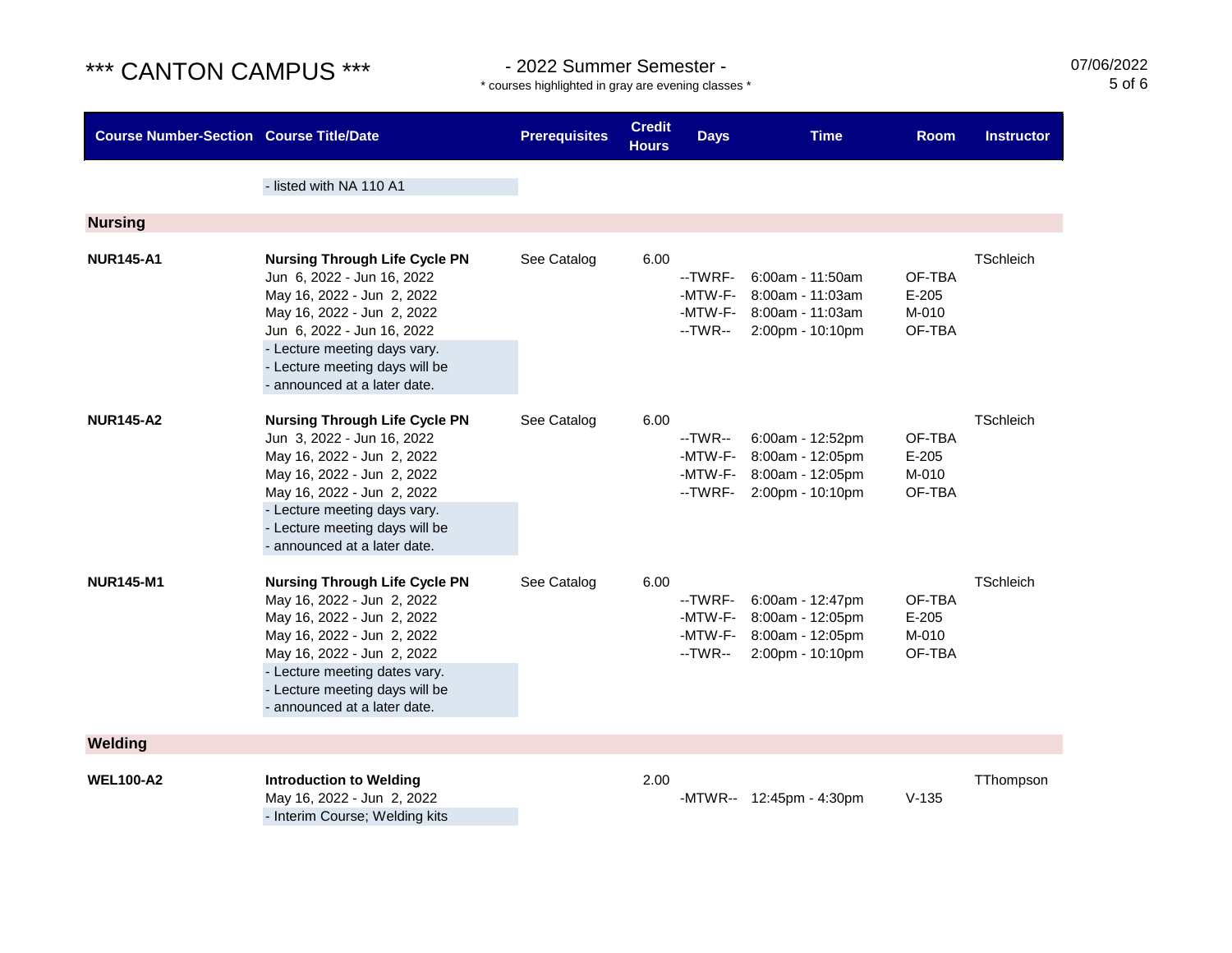# *** CANTON CAMPUS ***

## - 2022 Summer Semester -

\* courses highlighted in gray are evening classes \*

07/06/2022

| Course Number-Section | Course Title/Date | Prerequisites | Credit Hours | Days | Time | Room | Instructor |
|---|---|---|---|---|---|---|---|
| | - listed with NA 110 A1 | | | | | | |
| **Nursing** | | | | | | | |
| **NUR145-A1** | **Nursing Through Life Cycle PN** | See Catalog | 6.00 | | | | TSchleich |
| | Jun 6, 2022 - Jun 16, 2022 | | | --TWRF- | 6:00am - 11:50am | OF-TBA | |
| | May 16, 2022 - Jun 2, 2022 | | | -MTW-F- | 8:00am - 11:03am | E-205 | |
| | May 16, 2022 - Jun 2, 2022 | | | -MTW-F- | 8:00am - 11:03am | M-010 | |
| | Jun 6, 2022 - Jun 16, 2022 | | | --TWR-- | 2:00pm - 10:10pm | OF-TBA | |
| | - Lecture meeting days vary. | | | | | | |
| | - Lecture meeting days will be | | | | | | |
| | - announced at a later date. | | | | | | |
| **NUR145-A2** | **Nursing Through Life Cycle PN** | See Catalog | 6.00 | | | | TSchleich |
| | Jun 3, 2022 - Jun 16, 2022 | | | --TWR-- | 6:00am - 12:52pm | OF-TBA | |
| | May 16, 2022 - Jun 2, 2022 | | | -MTW-F- | 8:00am - 12:05pm | E-205 | |
| | May 16, 2022 - Jun 2, 2022 | | | -MTW-F- | 8:00am - 12:05pm | M-010 | |
| | May 16, 2022 - Jun 2, 2022 | | | --TWRF- | 2:00pm - 10:10pm | OF-TBA | |
| | - Lecture meeting days vary. | | | | | | |
| | - Lecture meeting days will be | | | | | | |
| | - announced at a later date. | | | | | | |
| **NUR145-M1** | **Nursing Through Life Cycle PN** | See Catalog | 6.00 | | | | TSchleich |
| | May 16, 2022 - Jun 2, 2022 | | | --TWRF- | 6:00am - 12:47pm | OF-TBA | |
| | May 16, 2022 - Jun 2, 2022 | | | -MTW-F- | 8:00am - 12:05pm | E-205 | |
| | May 16, 2022 - Jun 2, 2022 | | | -MTW-F- | 8:00am - 12:05pm | M-010 | |
| | May 16, 2022 - Jun 2, 2022 | | | --TWR-- | 2:00pm - 10:10pm | OF-TBA | |
| | - Lecture meeting dates vary. | | | | | | |
| | - Lecture meeting days will be | | | | | | |
| | - announced at a later date. | | | | | | |
| **Welding** | | | | | | | |
| **WEL100-A2** | **Introduction to Welding** | | 2.00 | | | | TThompson |
| | May 16, 2022 - Jun 2, 2022 | | | -MTWR-- | 12:45pm - 4:30pm | V-135 | |
| | - Interim Course; Welding kits | | | | | | |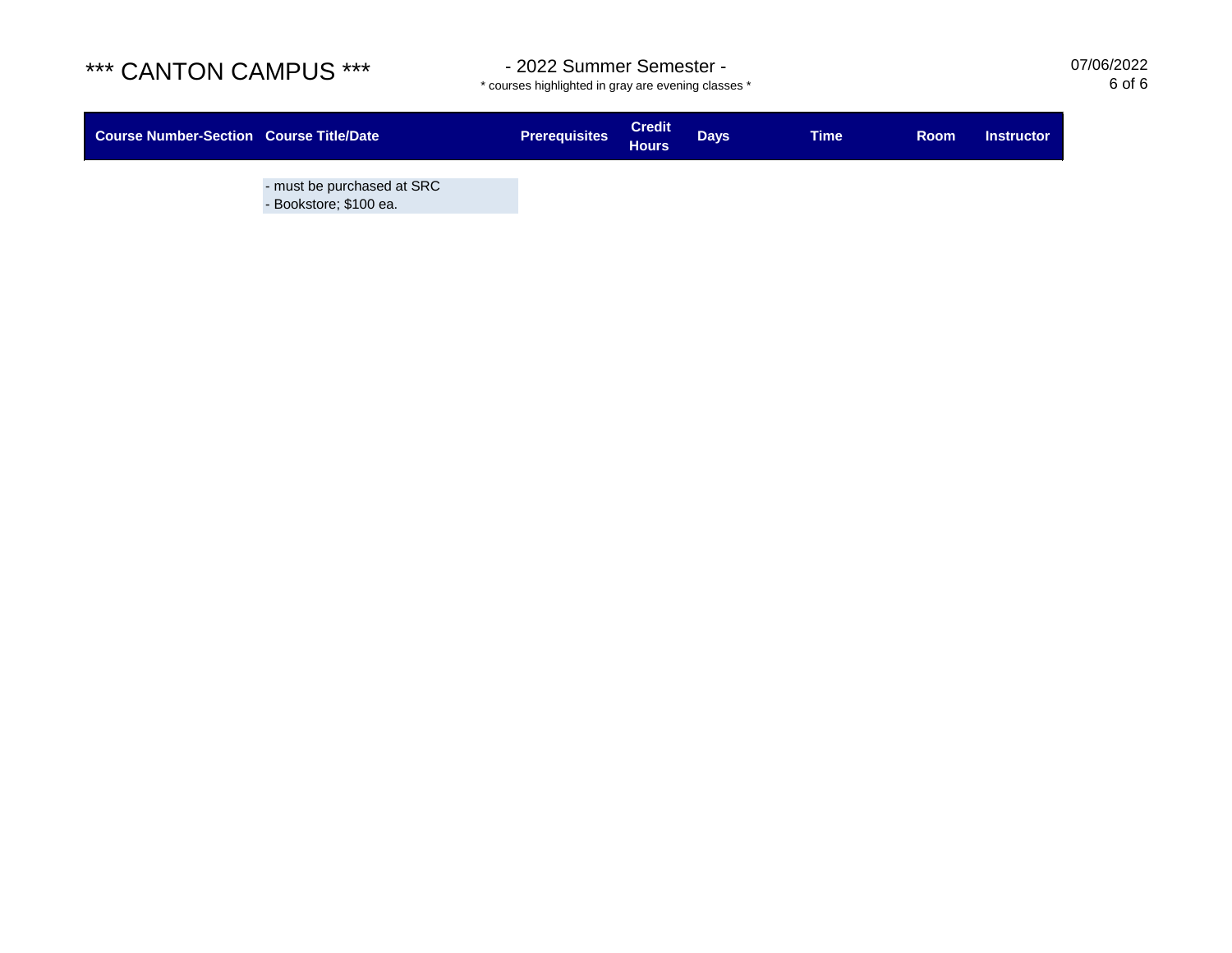# *** CANTON CAMPUS ***

## - 2022 Summer Semester -

\* courses highlighted in gray are evening classes *

07/06/2022

| Course Number-Section | Course Title/Date | Prerequisites | Credit Hours | Days | Time | Room | Instructor |
|---|---|---|---|---|---|---|---|
| | - must be purchased at SRC<br>- Bookstore; $100 ea. | | | | | | |